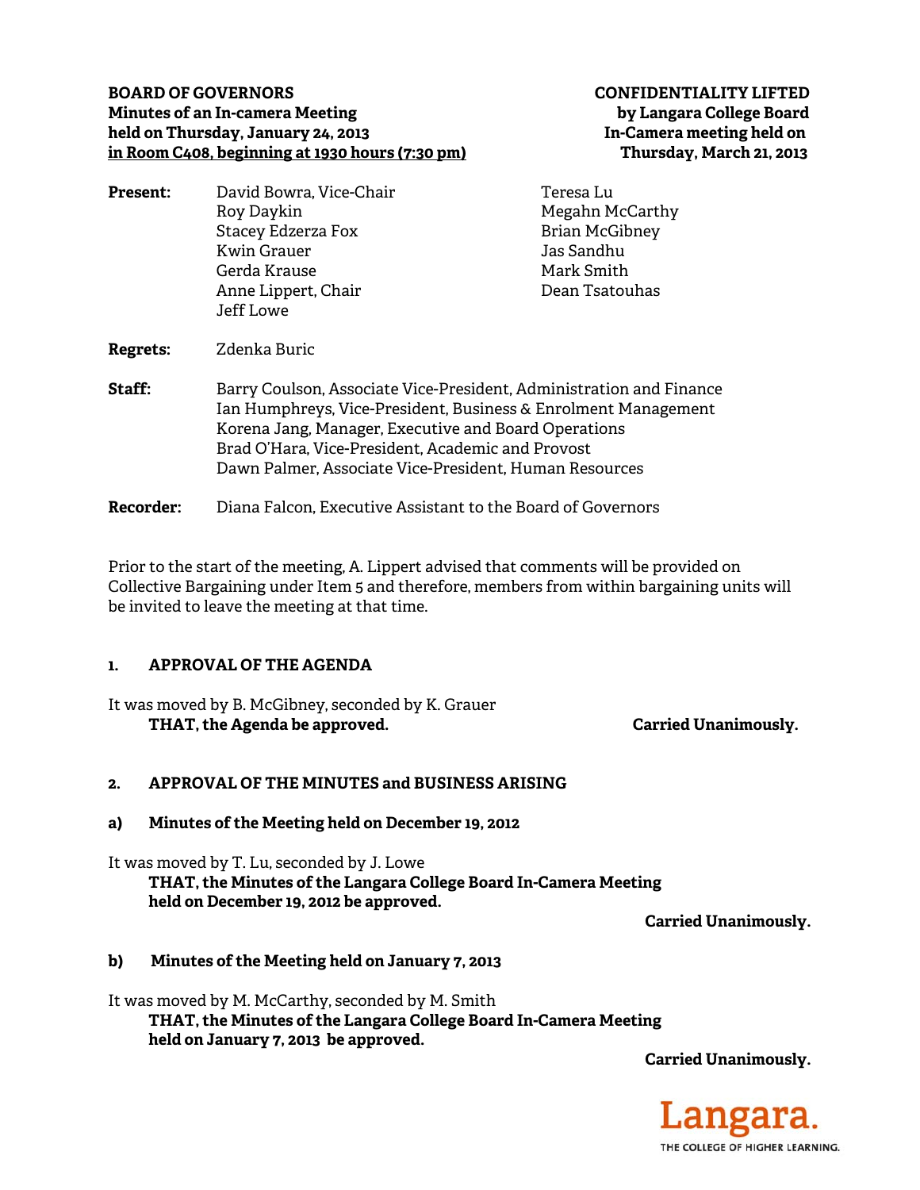**BOARD OF GOVERNORS**
**Minutes of an In-camera Meeting**
**held on Thursday, January 24, 2013**
**in Room C408, beginning at 1930 hours (7:30 pm)**

**CONFIDENTIALITY LIFTED**
**by Langara College Board**
**In-Camera meeting held on**
**Thursday, March 21, 2013**

**Present:** David Bowra, Vice-Chair
Roy Daykin
Stacey Edzerza Fox
Kwin Grauer
Gerda Krause
Anne Lippert, Chair
Jeff Lowe
Teresa Lu
Megahn McCarthy
Brian McGibney
Jas Sandhu
Mark Smith
Dean Tsatouhas

**Regrets:** Zdenka Buric

**Staff:** Barry Coulson, Associate Vice-President, Administration and Finance
Ian Humphreys, Vice-President, Business & Enrolment Management
Korena Jang, Manager, Executive and Board Operations
Brad O'Hara, Vice-President, Academic and Provost
Dawn Palmer, Associate Vice-President, Human Resources

**Recorder:** Diana Falcon, Executive Assistant to the Board of Governors

Prior to the start of the meeting, A. Lippert advised that comments will be provided on Collective Bargaining under Item 5 and therefore, members from within bargaining units will be invited to leave the meeting at that time.

## 1. APPROVAL OF THE AGENDA

It was moved by B. McGibney, seconded by K. Grauer
**THAT, the Agenda be approved.** **Carried Unanimously.**

## 2. APPROVAL OF THE MINUTES and BUSINESS ARISING

### a) Minutes of the Meeting held on December 19, 2012

It was moved by T. Lu, seconded by J. Lowe
**THAT, the Minutes of the Langara College Board In-Camera Meeting held on December 19, 2012 be approved.**

**Carried Unanimously.**

### b) Minutes of the Meeting held on January 7, 2013

It was moved by M. McCarthy, seconded by M. Smith
**THAT, the Minutes of the Langara College Board In-Camera Meeting held on January 7, 2013 be approved.**

**Carried Unanimously.**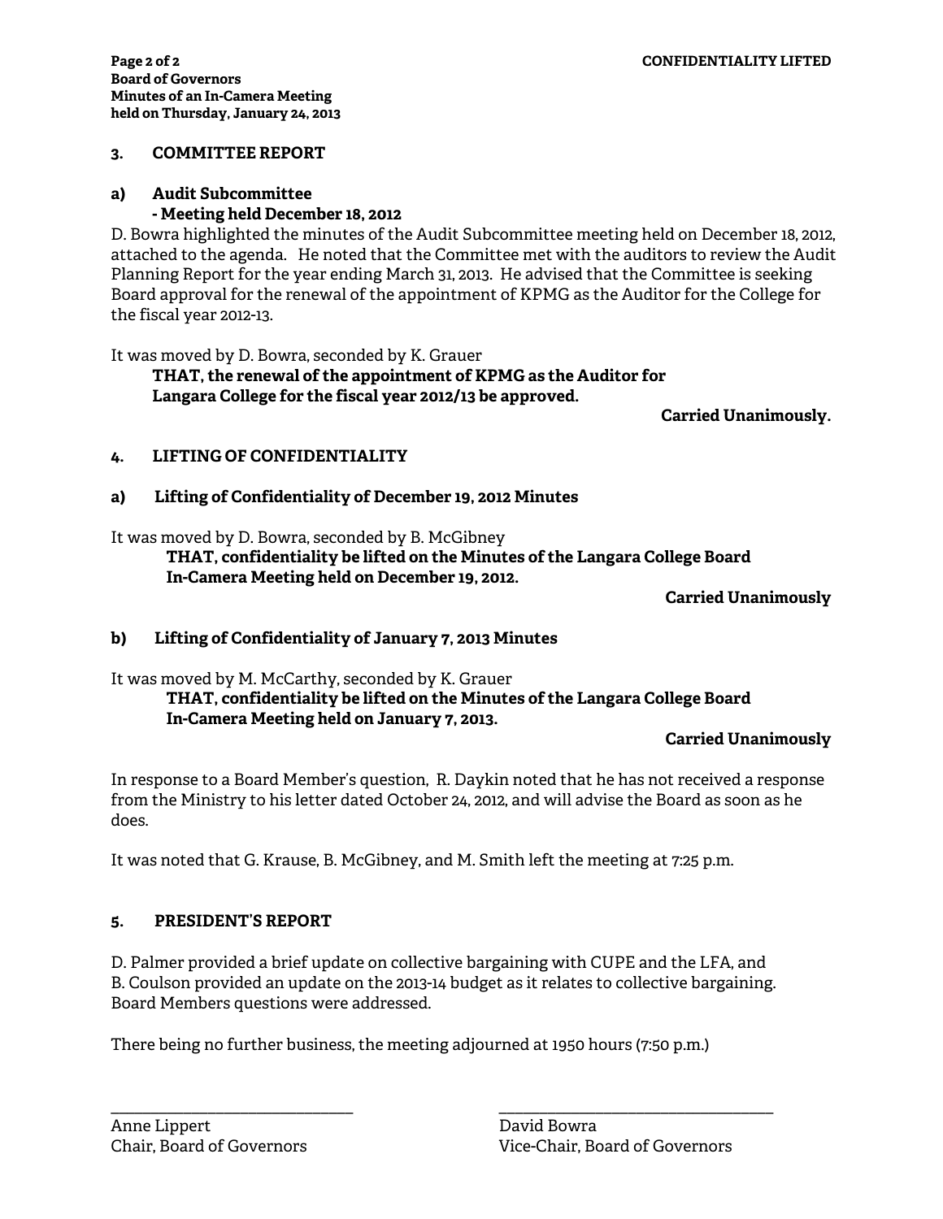## 3. COMMITTEE REPORT

### a) Audit Subcommittee
**- Meeting held December 18, 2012**

D. Bowra highlighted the minutes of the Audit Subcommittee meeting held on December 18, 2012, attached to the agenda. He noted that the Committee met with the auditors to review the Audit Planning Report for the year ending March 31, 2013. He advised that the Committee is seeking Board approval for the renewal of the appointment of KPMG as the Auditor for the College for the fiscal year 2012-13.

It was moved by D. Bowra, seconded by K. Grauer

**THAT, the renewal of the appointment of KPMG as the Auditor for Langara College for the fiscal year 2012/13 be approved.**

**Carried Unanimously.**

## 4. LIFTING OF CONFIDENTIALITY

### a) Lifting of Confidentiality of December 19, 2012 Minutes

It was moved by D. Bowra, seconded by B. McGibney

**THAT, confidentiality be lifted on the Minutes of the Langara College Board In-Camera Meeting held on December 19, 2012.**

**Carried Unanimously**

### b) Lifting of Confidentiality of January 7, 2013 Minutes

It was moved by M. McCarthy, seconded by K. Grauer

**THAT, confidentiality be lifted on the Minutes of the Langara College Board In-Camera Meeting held on January 7, 2013.**

**Carried Unanimously**

In response to a Board Member's question, R. Daykin noted that he has not received a response from the Ministry to his letter dated October 24, 2012, and will advise the Board as soon as he does.

It was noted that G. Krause, B. McGibney, and M. Smith left the meeting at 7:25 p.m.

## 5. PRESIDENT'S REPORT

D. Palmer provided a brief update on collective bargaining with CUPE and the LFA, and B. Coulson provided an update on the 2013-14 budget as it relates to collective bargaining. Board Members questions were addressed.

There being no further business, the meeting adjourned at 1950 hours (7:50 p.m.)

\_\_\_\_\_\_\_\_\_\_\_\_\_\_\_\_\_\_\_\_\_\_\_\_\_\_\_\_\_\_
Anne Lippert
Chair, Board of Governors

\_\_\_\_\_\_\_\_\_\_\_\_\_\_\_\_\_\_\_\_\_\_\_\_\_\_\_\_\_\_
David Bowra
Vice-Chair, Board of Governors